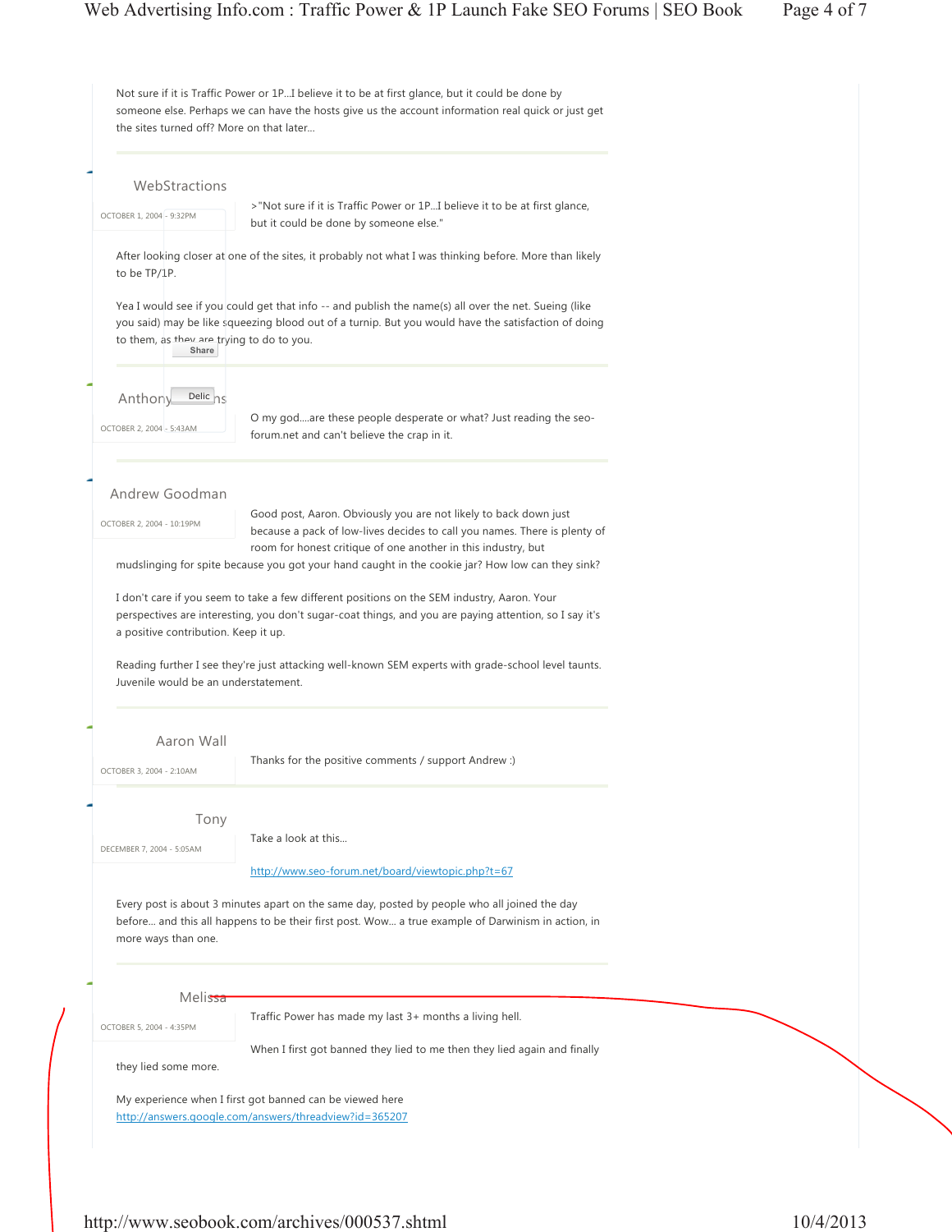Not sure if it is Traffic Power or 1P...I believe it to be at first glance, but it could be done by someone else. Perhaps we can have the hosts give us the account information real quick or just get the sites turned off? More on that later...

---

WebStractions

OCTOBER 1, 2004 - 9:32PM

>"Not sure if it is Traffic Power or 1P...I believe it to be at first glance, but it could be done by someone else."

After looking closer at one of the sites, it probably not what I was thinking before. More than likely to be TP/1P.

Yea I would see if you could get that info -- and publish the name(s) all over the net. Sueing (like you said) may be like squeezing blood out of a turnip. But you would have the satisfaction of doing to them, as they are trying to do to you.

---

Anthony

OCTOBER 2, 2004 - 5:43AM

O my god....are these people desperate or what? Just reading the seo-forum.net and can't believe the crap in it.

---

Andrew Goodman

OCTOBER 2, 2004 - 10:19PM

Good post, Aaron. Obviously you are not likely to back down just because a pack of low-lives decides to call you names. There is plenty of room for honest critique of one another in this industry, but mudslinging for spite because you got your hand caught in the cookie jar? How low can they sink?

I don't care if you seem to take a few different positions on the SEM industry, Aaron. Your perspectives are interesting, you don't sugar-coat things, and you are paying attention, so I say it's a positive contribution. Keep it up.

Reading further I see they're just attacking well-known SEM experts with grade-school level taunts. Juvenile would be an understatement.

---

Aaron Wall

OCTOBER 3, 2004 - 2:10AM

Thanks for the positive comments / support Andrew :)

---

Tony

DECEMBER 7, 2004 - 5:05AM

Take a look at this...

http://www.seo-forum.net/board/viewtopic.php?t=67

Every post is about 3 minutes apart on the same day, posted by people who all joined the day before... and this all happens to be their first post. Wow... a true example of Darwinism in action, in more ways than one.

---

Melissa

OCTOBER 5, 2004 - 4:35PM

Traffic Power has made my last 3+ months a living hell.

When I first got banned they lied to me then they lied again and finally they lied some more.

My experience when I first got banned can be viewed here
http://answers.google.com/answers/threadview?id=365207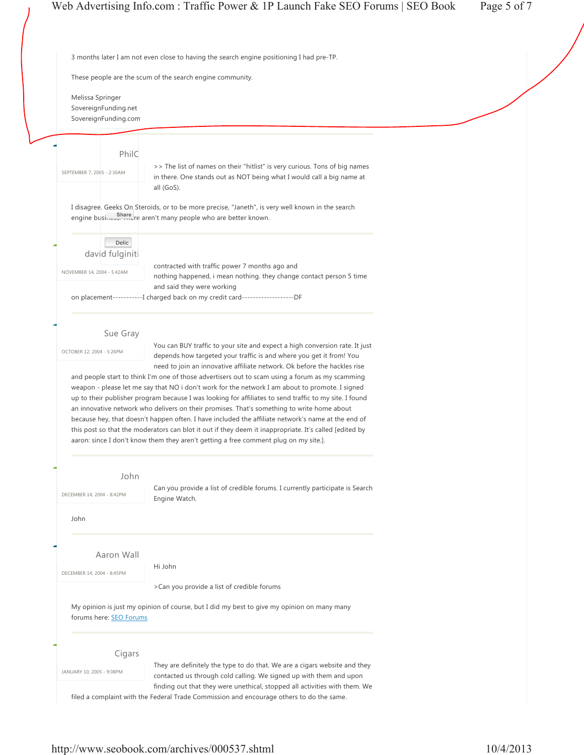3 months later I am not even close to having the search engine positioning I had pre-TP.

These people are the scum of the search engine community.

Melissa Springer
SovereignFunding.net
SovereignFunding.com

PhilC

SEPTEMBER 7, 2005 - 2:30AM

>> The list of names on their "hitlist" is very curious. Tons of big names in there. One stands out as NOT being what I would call a big name at all (GoS).

I disagree. Geeks On Steroids, or to be more precise, "Janeth", is very well known in the search engine business. There aren't many people who are better known.

david fulginiti

NOVEMBER 14, 2004 - 5:42AM

contracted with traffic power 7 months ago and nothing happened, i mean nothing. they change contact person 5 time and said they were working on placement----------I charged back on my credit card-------------------DF

Sue Gray

OCTOBER 12, 2004 - 5:26PM

You can BUY traffic to your site and expect a high conversion rate. It just depends how targeted your traffic is and where you get it from! You need to join an innovative affiliate network. Ok before the hackles rise and people start to think I'm one of those advertisers out to scam using a forum as my scamming weapon - please let me say that NO i don't work for the network I am about to promote. I signed up to their publisher program because I was looking for affiliates to send traffic to my site. I found an innovative network who delivers on their promises. That's something to write home about because hey, that doesn't happen often. I have included the affiliate network's name at the end of this post so that the moderators can blot it out if they deem it inappropriate. It's called [edited by aaron: since I don't know them they aren't getting a free comment plug on my site.].

John

DECEMBER 14, 2004 - 8:42PM

Can you provide a list of credible forums. I currently participate is Search Engine Watch.

John

Aaron Wall

DECEMBER 14, 2004 - 8:45PM

Hi John

>Can you provide a list of credible forums

My opinion is just my opinion of course, but I did my best to give my opinion on many many forums here: SEO Forums

Cigars

JANUARY 10, 2005 - 9:08PM

They are definitely the type to do that. We are a cigars website and they contacted us through cold calling. We signed up with them and upon finding out that they were unethical, stopped all activities with them. We filed a complaint with the Federal Trade Commission and encourage others to do the same.